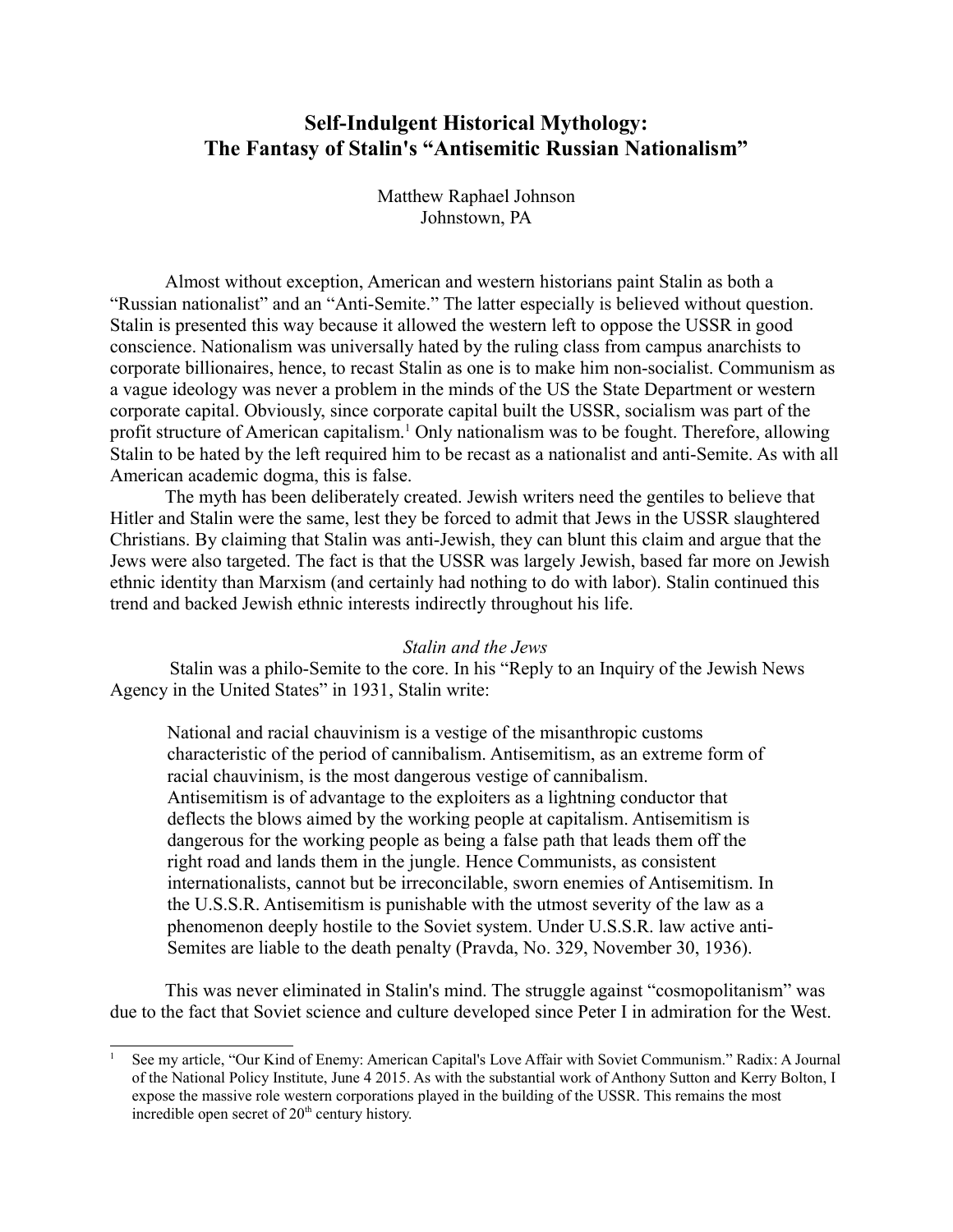# Self-Indulgent Historical Mythology: The Fantasy of Stalin's "Antisemitic Russian Nationalism"

Matthew Raphael Johnson
Johnstown, PA

Almost without exception, American and western historians paint Stalin as both a "Russian nationalist" and an "Anti-Semite." The latter especially is believed without question. Stalin is presented this way because it allowed the western left to oppose the USSR in good conscience. Nationalism was universally hated by the ruling class from campus anarchists to corporate billionaires, hence, to recast Stalin as one is to make him non-socialist. Communism as a vague ideology was never a problem in the minds of the US the State Department or western corporate capital. Obviously, since corporate capital built the USSR, socialism was part of the profit structure of American capitalism.[1] Only nationalism was to be fought. Therefore, allowing Stalin to be hated by the left required him to be recast as a nationalist and anti-Semite. As with all American academic dogma, this is false.

The myth has been deliberately created. Jewish writers need the gentiles to believe that Hitler and Stalin were the same, lest they be forced to admit that Jews in the USSR slaughtered Christians. By claiming that Stalin was anti-Jewish, they can blunt this claim and argue that the Jews were also targeted. The fact is that the USSR was largely Jewish, based far more on Jewish ethnic identity than Marxism (and certainly had nothing to do with labor). Stalin continued this trend and backed Jewish ethnic interests indirectly throughout his life.

*Stalin and the Jews*

Stalin was a philo-Semite to the core. In his "Reply to an Inquiry of the Jewish News Agency in the United States" in 1931, Stalin write:

> National and racial chauvinism is a vestige of the misanthropic customs characteristic of the period of cannibalism. Antisemitism, as an extreme form of racial chauvinism, is the most dangerous vestige of cannibalism. Antisemitism is of advantage to the exploiters as a lightning conductor that deflects the blows aimed by the working people at capitalism. Antisemitism is dangerous for the working people as being a false path that leads them off the right road and lands them in the jungle. Hence Communists, as consistent internationalists, cannot but be irreconcilable, sworn enemies of Antisemitism. In the U.S.S.R. Antisemitism is punishable with the utmost severity of the law as a phenomenon deeply hostile to the Soviet system. Under U.S.S.R. law active anti-Semites are liable to the death penalty (Pravda, No. 329, November 30, 1936).

This was never eliminated in Stalin's mind. The struggle against "cosmopolitanism" was due to the fact that Soviet science and culture developed since Peter I in admiration for the West.

[1] See my article, "Our Kind of Enemy: American Capital's Love Affair with Soviet Communism." Radix: A Journal of the National Policy Institute, June 4 2015. As with the substantial work of Anthony Sutton and Kerry Bolton, I expose the massive role western corporations played in the building of the USSR. This remains the most incredible open secret of 20th century history.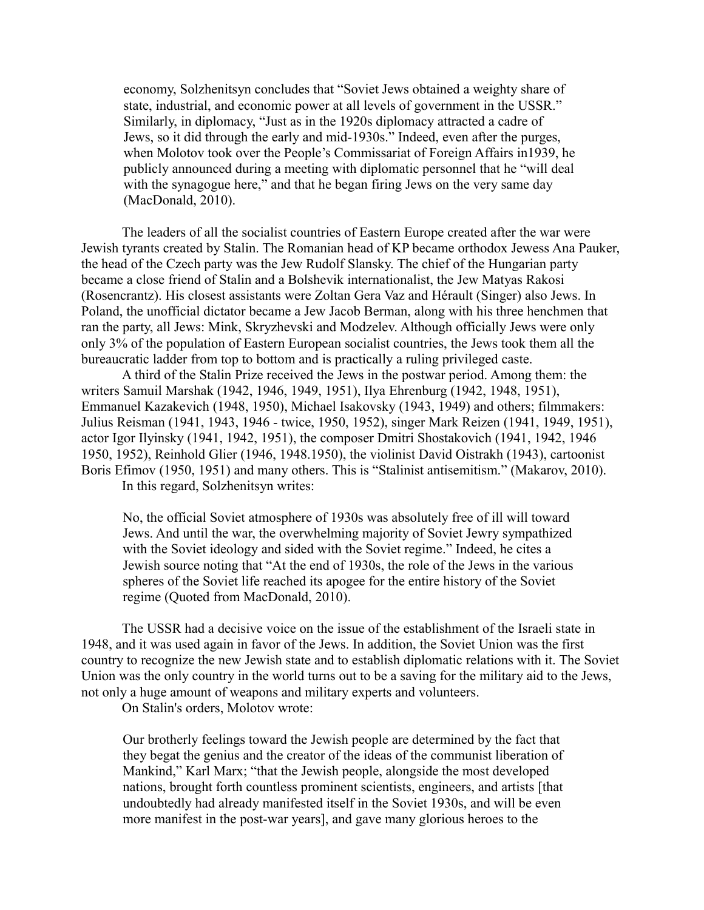> economy, Solzhenitsyn concludes that "Soviet Jews obtained a weighty share of state, industrial, and economic power at all levels of government in the USSR." Similarly, in diplomacy, "Just as in the 1920s diplomacy attracted a cadre of Jews, so it did through the early and mid-1930s." Indeed, even after the purges, when Molotov took over the People's Commissariat of Foreign Affairs in1939, he publicly announced during a meeting with diplomatic personnel that he "will deal with the synagogue here," and that he began firing Jews on the very same day (MacDonald, 2010).

The leaders of all the socialist countries of Eastern Europe created after the war were Jewish tyrants created by Stalin. The Romanian head of KP became orthodox Jewess Ana Pauker, the head of the Czech party was the Jew Rudolf Slansky. The chief of the Hungarian party became a close friend of Stalin and a Bolshevik internationalist, the Jew Matyas Rakosi (Rosencrantz). His closest assistants were Zoltan Gera Vaz and Hérault (Singer) also Jews. In Poland, the unofficial dictator became a Jew Jacob Berman, along with his three henchmen that ran the party, all Jews: Mink, Skryzhevski and Modzelev. Although officially Jews were only only 3% of the population of Eastern European socialist countries, the Jews took them all the bureaucratic ladder from top to bottom and is practically a ruling privileged caste.

A third of the Stalin Prize received the Jews in the postwar period. Among them: the writers Samuil Marshak (1942, 1946, 1949, 1951), Ilya Ehrenburg (1942, 1948, 1951), Emmanuel Kazakevich (1948, 1950), Michael Isakovsky (1943, 1949) and others; filmmakers: Julius Reisman (1941, 1943, 1946 - twice, 1950, 1952), singer Mark Reizen (1941, 1949, 1951), actor Igor Ilyinsky (1941, 1942, 1951), the composer Dmitri Shostakovich (1941, 1942, 1946 1950, 1952), Reinhold Glier (1946, 1948.1950), the violinist David Oistrakh (1943), cartoonist Boris Efimov (1950, 1951) and many others. This is "Stalinist antisemitism." (Makarov, 2010).

In this regard, Solzhenitsyn writes:

> No, the official Soviet atmosphere of 1930s was absolutely free of ill will toward Jews. And until the war, the overwhelming majority of Soviet Jewry sympathized with the Soviet ideology and sided with the Soviet regime." Indeed, he cites a Jewish source noting that "At the end of 1930s, the role of the Jews in the various spheres of the Soviet life reached its apogee for the entire history of the Soviet regime (Quoted from MacDonald, 2010).

The USSR had a decisive voice on the issue of the establishment of the Israeli state in 1948, and it was used again in favor of the Jews. In addition, the Soviet Union was the first country to recognize the new Jewish state and to establish diplomatic relations with it. The Soviet Union was the only country in the world turns out to be a saving for the military aid to the Jews, not only a huge amount of weapons and military experts and volunteers.

On Stalin's orders, Molotov wrote:

> Our brotherly feelings toward the Jewish people are determined by the fact that they begat the genius and the creator of the ideas of the communist liberation of Mankind," Karl Marx; "that the Jewish people, alongside the most developed nations, brought forth countless prominent scientists, engineers, and artists [that undoubtedly had already manifested itself in the Soviet 1930s, and will be even more manifest in the post-war years], and gave many glorious heroes to the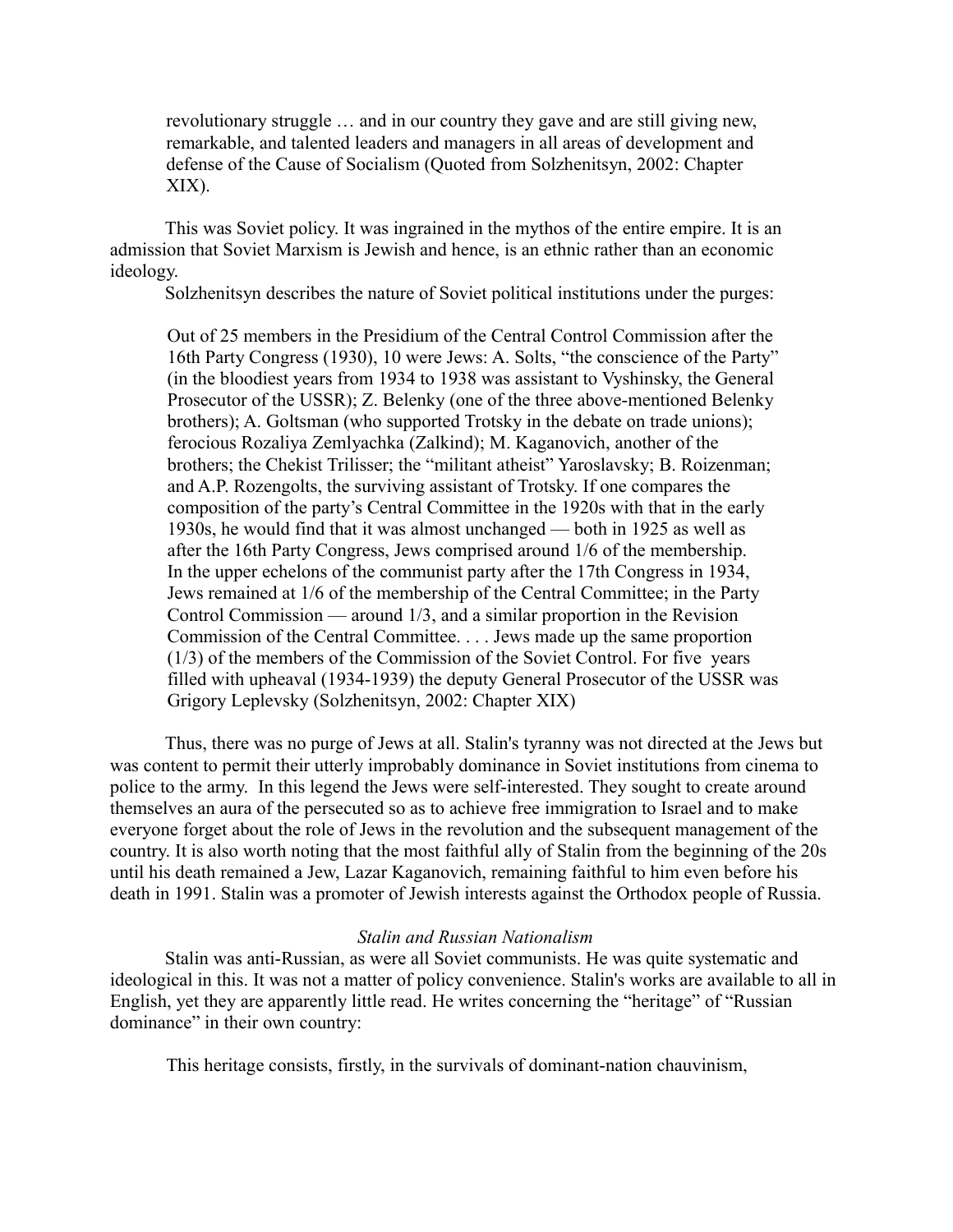> revolutionary struggle … and in our country they gave and are still giving new, remarkable, and talented leaders and managers in all areas of development and defense of the Cause of Socialism (Quoted from Solzhenitsyn, 2002: Chapter XIX).

This was Soviet policy. It was ingrained in the mythos of the entire empire. It is an admission that Soviet Marxism is Jewish and hence, is an ethnic rather than an economic ideology.

Solzhenitsyn describes the nature of Soviet political institutions under the purges:

> Out of 25 members in the Presidium of the Central Control Commission after the 16th Party Congress (1930), 10 were Jews: A. Solts, "the conscience of the Party" (in the bloodiest years from 1934 to 1938 was assistant to Vyshinsky, the General Prosecutor of the USSR); Z. Belenky (one of the three above-mentioned Belenky brothers); A. Goltsman (who supported Trotsky in the debate on trade unions); ferocious Rozaliya Zemlyachka (Zalkind); M. Kaganovich, another of the brothers; the Chekist Trilisser; the "militant atheist" Yaroslavsky; B. Roizenman; and A.P. Rozengolts, the surviving assistant of Trotsky. If one compares the composition of the party's Central Committee in the 1920s with that in the early 1930s, he would find that it was almost unchanged — both in 1925 as well as after the 16th Party Congress, Jews comprised around 1/6 of the membership. In the upper echelons of the communist party after the 17th Congress in 1934, Jews remained at 1/6 of the membership of the Central Committee; in the Party Control Commission — around 1/3, and a similar proportion in the Revision Commission of the Central Committee. . . . Jews made up the same proportion (1/3) of the members of the Commission of the Soviet Control. For five years filled with upheaval (1934-1939) the deputy General Prosecutor of the USSR was Grigory Leplevsky (Solzhenitsyn, 2002: Chapter XIX)

Thus, there was no purge of Jews at all. Stalin's tyranny was not directed at the Jews but was content to permit their utterly improbably dominance in Soviet institutions from cinema to police to the army. In this legend the Jews were self-interested. They sought to create around themselves an aura of the persecuted so as to achieve free immigration to Israel and to make everyone forget about the role of Jews in the revolution and the subsequent management of the country. It is also worth noting that the most faithful ally of Stalin from the beginning of the 20s until his death remained a Jew, Lazar Kaganovich, remaining faithful to him even before his death in 1991. Stalin was a promoter of Jewish interests against the Orthodox people of Russia.

### *Stalin and Russian Nationalism*

Stalin was anti-Russian, as were all Soviet communists. He was quite systematic and ideological in this. It was not a matter of policy convenience. Stalin's works are available to all in English, yet they are apparently little read. He writes concerning the "heritage" of "Russian dominance" in their own country:

> This heritage consists, firstly, in the survivals of dominant-nation chauvinism,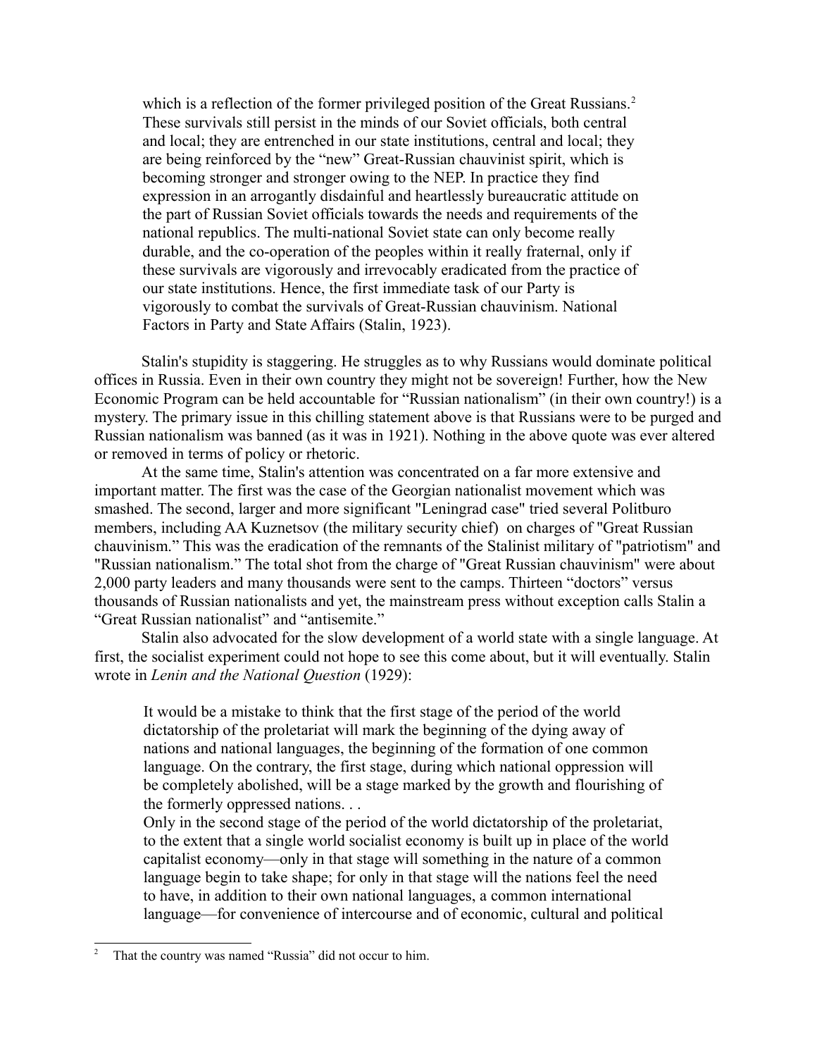> which is a reflection of the former privileged position of the Great Russians.[2] These survivals still persist in the minds of our Soviet officials, both central and local; they are entrenched in our state institutions, central and local; they are being reinforced by the "new" Great-Russian chauvinist spirit, which is becoming stronger and stronger owing to the NEP. In practice they find expression in an arrogantly disdainful and heartlessly bureaucratic attitude on the part of Russian Soviet officials towards the needs and requirements of the national republics. The multi-national Soviet state can only become really durable, and the co-operation of the peoples within it really fraternal, only if these survivals are vigorously and irrevocably eradicated from the practice of our state institutions. Hence, the first immediate task of our Party is vigorously to combat the survivals of Great-Russian chauvinism. National Factors in Party and State Affairs (Stalin, 1923).

Stalin's stupidity is staggering. He struggles as to why Russians would dominate political offices in Russia. Even in their own country they might not be sovereign! Further, how the New Economic Program can be held accountable for "Russian nationalism" (in their own country!) is a mystery. The primary issue in this chilling statement above is that Russians were to be purged and Russian nationalism was banned (as it was in 1921). Nothing in the above quote was ever altered or removed in terms of policy or rhetoric.

At the same time, Stalin's attention was concentrated on a far more extensive and important matter. The first was the case of the Georgian nationalist movement which was smashed. The second, larger and more significant "Leningrad case" tried several Politburo members, including AA Kuznetsov (the military security chief) on charges of "Great Russian chauvinism." This was the eradication of the remnants of the Stalinist military of "patriotism" and "Russian nationalism." The total shot from the charge of "Great Russian chauvinism" were about 2,000 party leaders and many thousands were sent to the camps. Thirteen "doctors" versus thousands of Russian nationalists and yet, the mainstream press without exception calls Stalin a "Great Russian nationalist" and "antisemite."

Stalin also advocated for the slow development of a world state with a single language. At first, the socialist experiment could not hope to see this come about, but it will eventually. Stalin wrote in *Lenin and the National Question* (1929):

> It would be a mistake to think that the first stage of the period of the world dictatorship of the proletariat will mark the beginning of the dying away of nations and national languages, the beginning of the formation of one common language. On the contrary, the first stage, during which national oppression will be completely abolished, will be a stage marked by the growth and flourishing of the formerly oppressed nations. . .
>
> Only in the second stage of the period of the world dictatorship of the proletariat, to the extent that a single world socialist economy is built up in place of the world capitalist economy—only in that stage will something in the nature of a common language begin to take shape; for only in that stage will the nations feel the need to have, in addition to their own national languages, a common international language—for convenience of intercourse and of economic, cultural and political

[2] That the country was named "Russia" did not occur to him.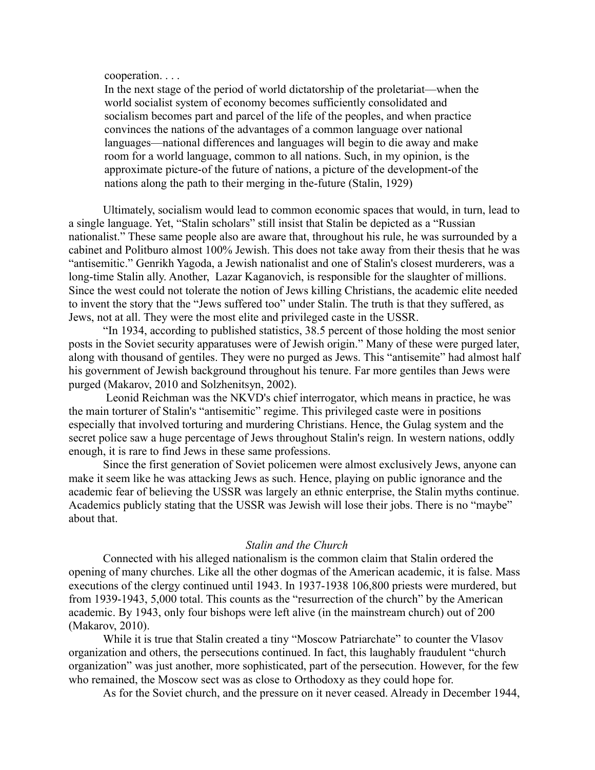> cooperation. . . .
>
> In the next stage of the period of world dictatorship of the proletariat—when the world socialist system of economy becomes sufficiently consolidated and socialism becomes part and parcel of the life of the peoples, and when practice convinces the nations of the advantages of a common language over national languages—national differences and languages will begin to die away and make room for a world language, common to all nations. Such, in my opinion, is the approximate picture-of the future of nations, a picture of the development-of the nations along the path to their merging in the-future (Stalin, 1929)

Ultimately, socialism would lead to common economic spaces that would, in turn, lead to a single language. Yet, "Stalin scholars" still insist that Stalin be depicted as a "Russian nationalist." These same people also are aware that, throughout his rule, he was surrounded by a cabinet and Politburo almost 100% Jewish. This does not take away from their thesis that he was "antisemitic." Genrikh Yagoda, a Jewish nationalist and one of Stalin's closest murderers, was a long-time Stalin ally. Another, Lazar Kaganovich, is responsible for the slaughter of millions. Since the west could not tolerate the notion of Jews killing Christians, the academic elite needed to invent the story that the "Jews suffered too" under Stalin. The truth is that they suffered, as Jews, not at all. They were the most elite and privileged caste in the USSR.

"In 1934, according to published statistics, 38.5 percent of those holding the most senior posts in the Soviet security apparatuses were of Jewish origin." Many of these were purged later, along with thousand of gentiles. They were no purged as Jews. This "antisemite" had almost half his government of Jewish background throughout his tenure. Far more gentiles than Jews were purged (Makarov, 2010 and Solzhenitsyn, 2002).

Leonid Reichman was the NKVD's chief interrogator, which means in practice, he was the main torturer of Stalin's "antisemitic" regime. This privileged caste were in positions especially that involved torturing and murdering Christians. Hence, the Gulag system and the secret police saw a huge percentage of Jews throughout Stalin's reign. In western nations, oddly enough, it is rare to find Jews in these same professions.

Since the first generation of Soviet policemen were almost exclusively Jews, anyone can make it seem like he was attacking Jews as such. Hence, playing on public ignorance and the academic fear of believing the USSR was largely an ethnic enterprise, the Stalin myths continue. Academics publicly stating that the USSR was Jewish will lose their jobs. There is no "maybe" about that.

*Stalin and the Church*

Connected with his alleged nationalism is the common claim that Stalin ordered the opening of many churches. Like all the other dogmas of the American academic, it is false. Mass executions of the clergy continued until 1943. In 1937-1938 106,800 priests were murdered, but from 1939-1943, 5,000 total. This counts as the "resurrection of the church" by the American academic. By 1943, only four bishops were left alive (in the mainstream church) out of 200 (Makarov, 2010).

While it is true that Stalin created a tiny "Moscow Patriarchate" to counter the Vlasov organization and others, the persecutions continued. In fact, this laughably fraudulent "church organization" was just another, more sophisticated, part of the persecution. However, for the few who remained, the Moscow sect was as close to Orthodoxy as they could hope for.

As for the Soviet church, and the pressure on it never ceased. Already in December 1944,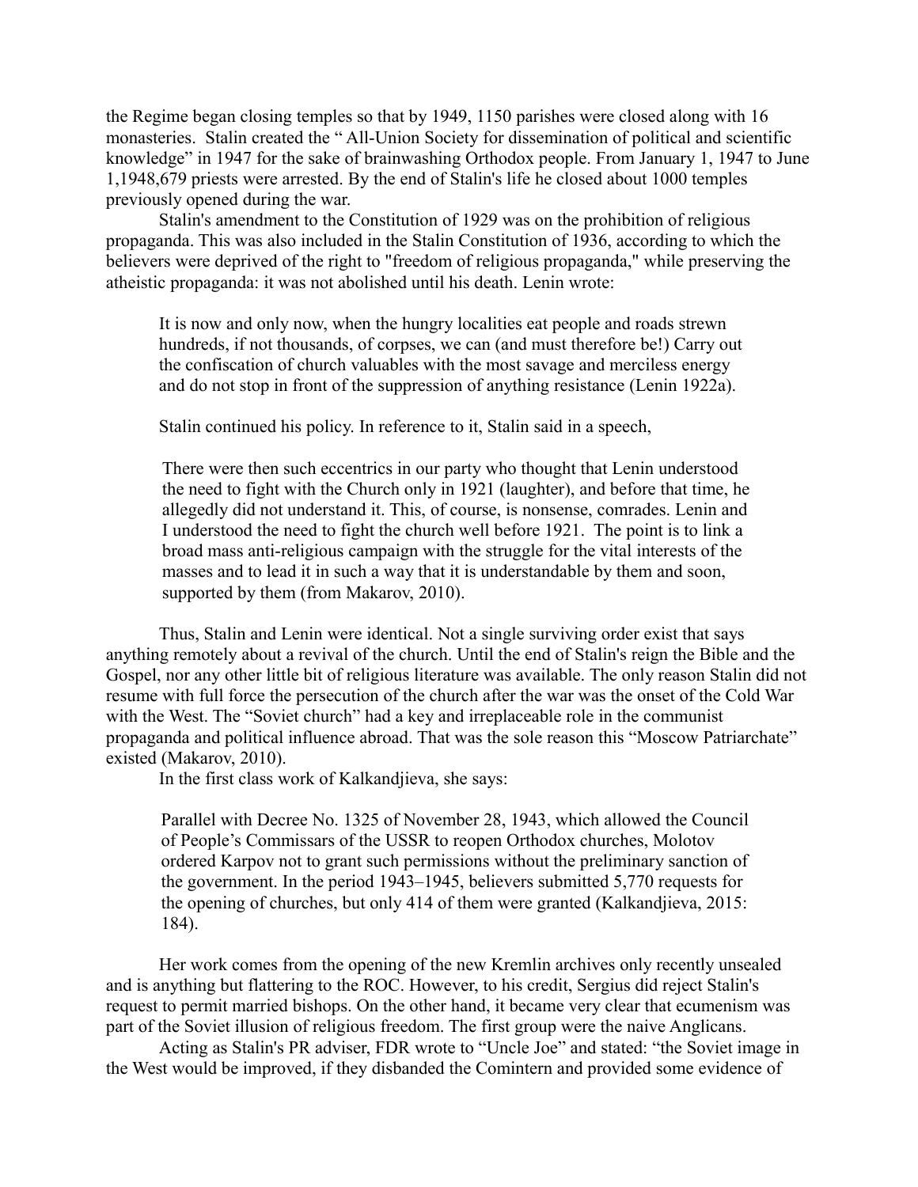the Regime began closing temples so that by 1949, 1150 parishes were closed along with 16 monasteries. Stalin created the " All-Union Society for dissemination of political and scientific knowledge" in 1947 for the sake of brainwashing Orthodox people. From January 1, 1947 to June 1,1948,679 priests were arrested. By the end of Stalin's life he closed about 1000 temples previously opened during the war.

Stalin's amendment to the Constitution of 1929 was on the prohibition of religious propaganda. This was also included in the Stalin Constitution of 1936, according to which the believers were deprived of the right to "freedom of religious propaganda," while preserving the atheistic propaganda: it was not abolished until his death. Lenin wrote:

> It is now and only now, when the hungry localities eat people and roads strewn hundreds, if not thousands, of corpses, we can (and must therefore be!) Carry out the confiscation of church valuables with the most savage and merciless energy and do not stop in front of the suppression of anything resistance (Lenin 1922a).

Stalin continued his policy. In reference to it, Stalin said in a speech,

> There were then such eccentrics in our party who thought that Lenin understood the need to fight with the Church only in 1921 (laughter), and before that time, he allegedly did not understand it. This, of course, is nonsense, comrades. Lenin and I understood the need to fight the church well before 1921. The point is to link a broad mass anti-religious campaign with the struggle for the vital interests of the masses and to lead it in such a way that it is understandable by them and soon, supported by them (from Makarov, 2010).

Thus, Stalin and Lenin were identical. Not a single surviving order exist that says anything remotely about a revival of the church. Until the end of Stalin's reign the Bible and the Gospel, nor any other little bit of religious literature was available. The only reason Stalin did not resume with full force the persecution of the church after the war was the onset of the Cold War with the West. The "Soviet church" had a key and irreplaceable role in the communist propaganda and political influence abroad. That was the sole reason this "Moscow Patriarchate" existed (Makarov, 2010).

In the first class work of Kalkandjieva, she says:

> Parallel with Decree No. 1325 of November 28, 1943, which allowed the Council of People's Commissars of the USSR to reopen Orthodox churches, Molotov ordered Karpov not to grant such permissions without the preliminary sanction of the government. In the period 1943–1945, believers submitted 5,770 requests for the opening of churches, but only 414 of them were granted (Kalkandjieva, 2015: 184).

Her work comes from the opening of the new Kremlin archives only recently unsealed and is anything but flattering to the ROC. However, to his credit, Sergius did reject Stalin's request to permit married bishops. On the other hand, it became very clear that ecumenism was part of the Soviet illusion of religious freedom. The first group were the naive Anglicans.

Acting as Stalin's PR adviser, FDR wrote to "Uncle Joe" and stated: "the Soviet image in the West would be improved, if they disbanded the Comintern and provided some evidence of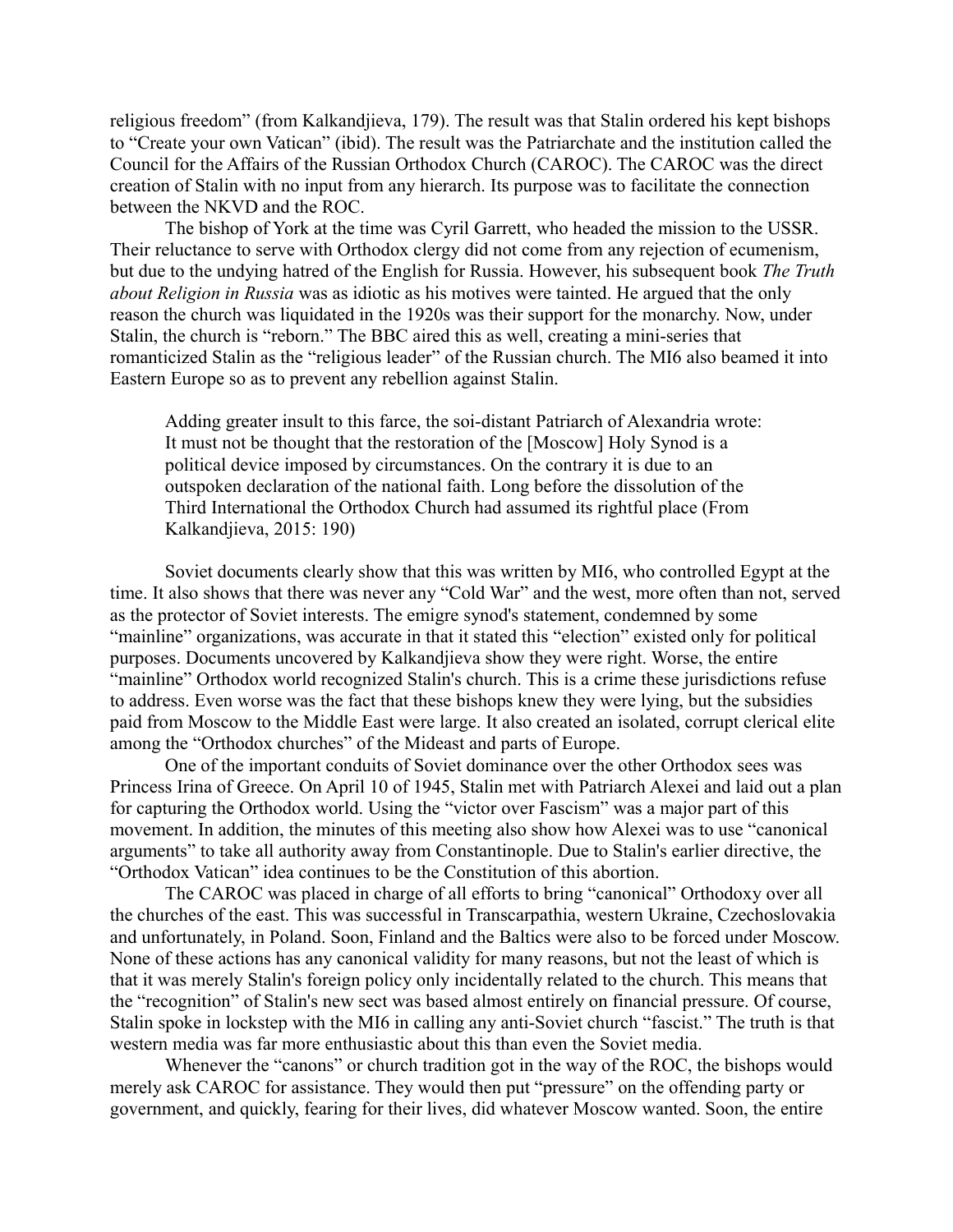religious freedom" (from Kalkandjieva, 179). The result was that Stalin ordered his kept bishops to "Create your own Vatican" (ibid). The result was the Patriarchate and the institution called the Council for the Affairs of the Russian Orthodox Church (CAROC). The CAROC was the direct creation of Stalin with no input from any hierarch. Its purpose was to facilitate the connection between the NKVD and the ROC.

The bishop of York at the time was Cyril Garrett, who headed the mission to the USSR. Their reluctance to serve with Orthodox clergy did not come from any rejection of ecumenism, but due to the undying hatred of the English for Russia. However, his subsequent book *The Truth about Religion in Russia* was as idiotic as his motives were tainted. He argued that the only reason the church was liquidated in the 1920s was their support for the monarchy. Now, under Stalin, the church is "reborn." The BBC aired this as well, creating a mini-series that romanticized Stalin as the "religious leader" of the Russian church. The MI6 also beamed it into Eastern Europe so as to prevent any rebellion against Stalin.

> Adding greater insult to this farce, the soi-distant Patriarch of Alexandria wrote: It must not be thought that the restoration of the [Moscow] Holy Synod is a political device imposed by circumstances. On the contrary it is due to an outspoken declaration of the national faith. Long before the dissolution of the Third International the Orthodox Church had assumed its rightful place (From Kalkandjieva, 2015: 190)

Soviet documents clearly show that this was written by MI6, who controlled Egypt at the time. It also shows that there was never any "Cold War" and the west, more often than not, served as the protector of Soviet interests. The emigre synod's statement, condemned by some "mainline" organizations, was accurate in that it stated this "election" existed only for political purposes. Documents uncovered by Kalkandjieva show they were right. Worse, the entire "mainline" Orthodox world recognized Stalin's church. This is a crime these jurisdictions refuse to address. Even worse was the fact that these bishops knew they were lying, but the subsidies paid from Moscow to the Middle East were large. It also created an isolated, corrupt clerical elite among the "Orthodox churches" of the Mideast and parts of Europe.

One of the important conduits of Soviet dominance over the other Orthodox sees was Princess Irina of Greece. On April 10 of 1945, Stalin met with Patriarch Alexei and laid out a plan for capturing the Orthodox world. Using the "victor over Fascism" was a major part of this movement. In addition, the minutes of this meeting also show how Alexei was to use "canonical arguments" to take all authority away from Constantinople. Due to Stalin's earlier directive, the "Orthodox Vatican" idea continues to be the Constitution of this abortion.

The CAROC was placed in charge of all efforts to bring "canonical" Orthodoxy over all the churches of the east. This was successful in Transcarpathia, western Ukraine, Czechoslovakia and unfortunately, in Poland. Soon, Finland and the Baltics were also to be forced under Moscow. None of these actions has any canonical validity for many reasons, but not the least of which is that it was merely Stalin's foreign policy only incidentally related to the church. This means that the "recognition" of Stalin's new sect was based almost entirely on financial pressure. Of course, Stalin spoke in lockstep with the MI6 in calling any anti-Soviet church "fascist." The truth is that western media was far more enthusiastic about this than even the Soviet media.

Whenever the "canons" or church tradition got in the way of the ROC, the bishops would merely ask CAROC for assistance. They would then put "pressure" on the offending party or government, and quickly, fearing for their lives, did whatever Moscow wanted. Soon, the entire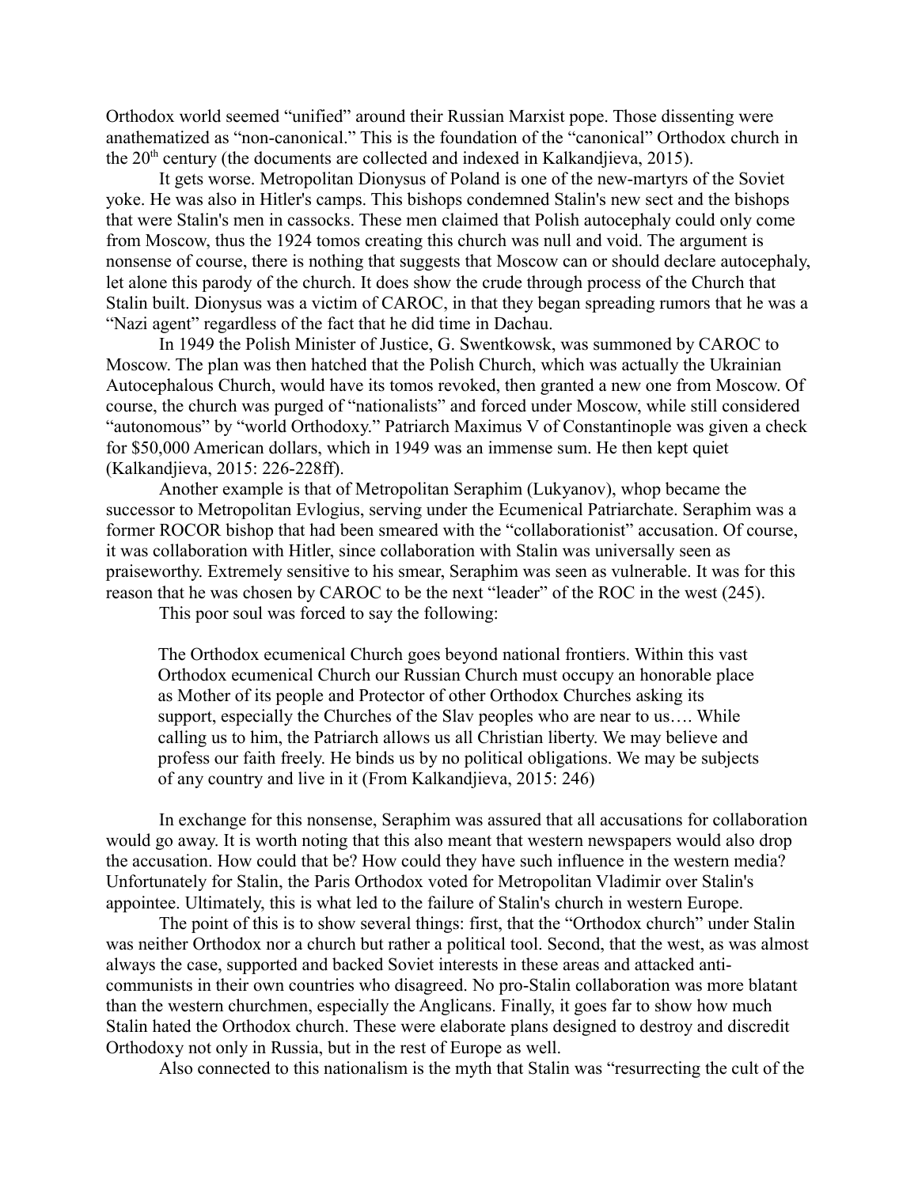Orthodox world seemed "unified" around their Russian Marxist pope. Those dissenting were anathematized as "non-canonical." This is the foundation of the "canonical" Orthodox church in the 20th century (the documents are collected and indexed in Kalkandjieva, 2015).

It gets worse. Metropolitan Dionysus of Poland is one of the new-martyrs of the Soviet yoke. He was also in Hitler's camps. This bishops condemned Stalin's new sect and the bishops that were Stalin's men in cassocks. These men claimed that Polish autocephaly could only come from Moscow, thus the 1924 tomos creating this church was null and void. The argument is nonsense of course, there is nothing that suggests that Moscow can or should declare autocephaly, let alone this parody of the church. It does show the crude through process of the Church that Stalin built. Dionysus was a victim of CAROC, in that they began spreading rumors that he was a "Nazi agent" regardless of the fact that he did time in Dachau.

In 1949 the Polish Minister of Justice, G. Swentkowsk, was summoned by CAROC to Moscow. The plan was then hatched that the Polish Church, which was actually the Ukrainian Autocephalous Church, would have its tomos revoked, then granted a new one from Moscow. Of course, the church was purged of "nationalists" and forced under Moscow, while still considered "autonomous" by "world Orthodoxy." Patriarch Maximus V of Constantinople was given a check for $50,000 American dollars, which in 1949 was an immense sum. He then kept quiet (Kalkandjieva, 2015: 226-228ff).

Another example is that of Metropolitan Seraphim (Lukyanov), whop became the successor to Metropolitan Evlogius, serving under the Ecumenical Patriarchate. Seraphim was a former ROCOR bishop that had been smeared with the "collaborationist" accusation. Of course, it was collaboration with Hitler, since collaboration with Stalin was universally seen as praiseworthy. Extremely sensitive to his smear, Seraphim was seen as vulnerable. It was for this reason that he was chosen by CAROC to be the next "leader" of the ROC in the west (245).

This poor soul was forced to say the following:

> The Orthodox ecumenical Church goes beyond national frontiers. Within this vast Orthodox ecumenical Church our Russian Church must occupy an honorable place as Mother of its people and Protector of other Orthodox Churches asking its support, especially the Churches of the Slav peoples who are near to us…. While calling us to him, the Patriarch allows us all Christian liberty. We may believe and profess our faith freely. He binds us by no political obligations. We may be subjects of any country and live in it (From Kalkandjieva, 2015: 246)

In exchange for this nonsense, Seraphim was assured that all accusations for collaboration would go away. It is worth noting that this also meant that western newspapers would also drop the accusation. How could that be? How could they have such influence in the western media? Unfortunately for Stalin, the Paris Orthodox voted for Metropolitan Vladimir over Stalin's appointee. Ultimately, this is what led to the failure of Stalin's church in western Europe.

The point of this is to show several things: first, that the "Orthodox church" under Stalin was neither Orthodox nor a church but rather a political tool. Second, that the west, as was almost always the case, supported and backed Soviet interests in these areas and attacked anti-communists in their own countries who disagreed. No pro-Stalin collaboration was more blatant than the western churchmen, especially the Anglicans. Finally, it goes far to show how much Stalin hated the Orthodox church. These were elaborate plans designed to destroy and discredit Orthodoxy not only in Russia, but in the rest of Europe as well.

Also connected to this nationalism is the myth that Stalin was "resurrecting the cult of the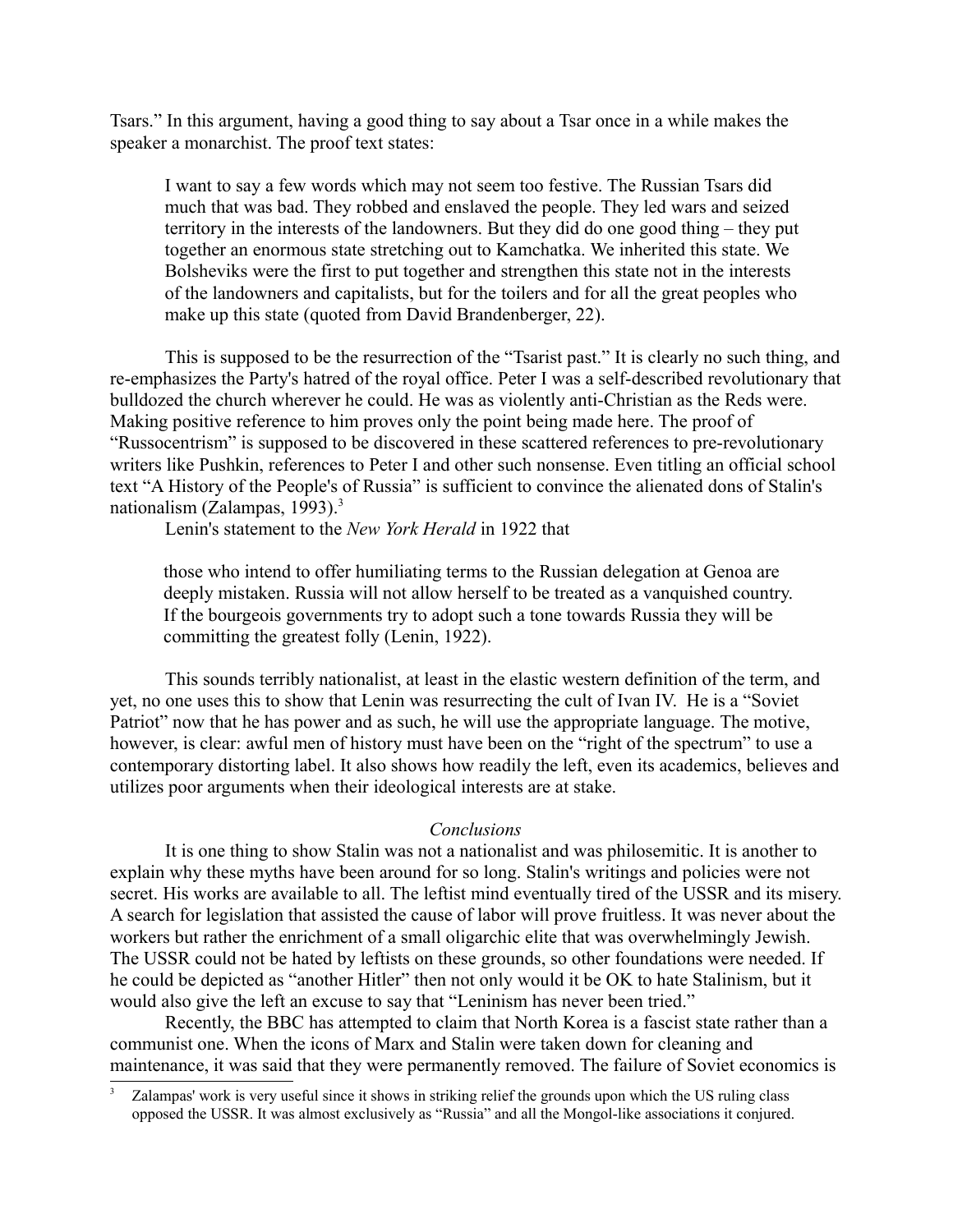Tsars." In this argument, having a good thing to say about a Tsar once in a while makes the speaker a monarchist. The proof text states:

> I want to say a few words which may not seem too festive. The Russian Tsars did much that was bad. They robbed and enslaved the people. They led wars and seized territory in the interests of the landowners. But they did do one good thing – they put together an enormous state stretching out to Kamchatka. We inherited this state. We Bolsheviks were the first to put together and strengthen this state not in the interests of the landowners and capitalists, but for the toilers and for all the great peoples who make up this state (quoted from David Brandenberger, 22).

This is supposed to be the resurrection of the "Tsarist past." It is clearly no such thing, and re-emphasizes the Party's hatred of the royal office. Peter I was a self-described revolutionary that bulldozed the church wherever he could. He was as violently anti-Christian as the Reds were. Making positive reference to him proves only the point being made here. The proof of "Russocentrism" is supposed to be discovered in these scattered references to pre-revolutionary writers like Pushkin, references to Peter I and other such nonsense. Even titling an official school text "A History of the People's of Russia" is sufficient to convince the alienated dons of Stalin's nationalism (Zalampas, 1993).[3]

Lenin's statement to the *New York Herald* in 1922 that

> those who intend to offer humiliating terms to the Russian delegation at Genoa are deeply mistaken. Russia will not allow herself to be treated as a vanquished country. If the bourgeois governments try to adopt such a tone towards Russia they will be committing the greatest folly (Lenin, 1922).

This sounds terribly nationalist, at least in the elastic western definition of the term, and yet, no one uses this to show that Lenin was resurrecting the cult of Ivan IV. He is a "Soviet Patriot" now that he has power and as such, he will use the appropriate language. The motive, however, is clear: awful men of history must have been on the "right of the spectrum" to use a contemporary distorting label. It also shows how readily the left, even its academics, believes and utilizes poor arguments when their ideological interests are at stake.

## *Conclusions*

It is one thing to show Stalin was not a nationalist and was philosemitic. It is another to explain why these myths have been around for so long. Stalin's writings and policies were not secret. His works are available to all. The leftist mind eventually tired of the USSR and its misery. A search for legislation that assisted the cause of labor will prove fruitless. It was never about the workers but rather the enrichment of a small oligarchic elite that was overwhelmingly Jewish. The USSR could not be hated by leftists on these grounds, so other foundations were needed. If he could be depicted as "another Hitler" then not only would it be OK to hate Stalinism, but it would also give the left an excuse to say that "Leninism has never been tried."

Recently, the BBC has attempted to claim that North Korea is a fascist state rather than a communist one. When the icons of Marx and Stalin were taken down for cleaning and maintenance, it was said that they were permanently removed. The failure of Soviet economics is

---

[3] Zalampas' work is very useful since it shows in striking relief the grounds upon which the US ruling class opposed the USSR. It was almost exclusively as "Russia" and all the Mongol-like associations it conjured.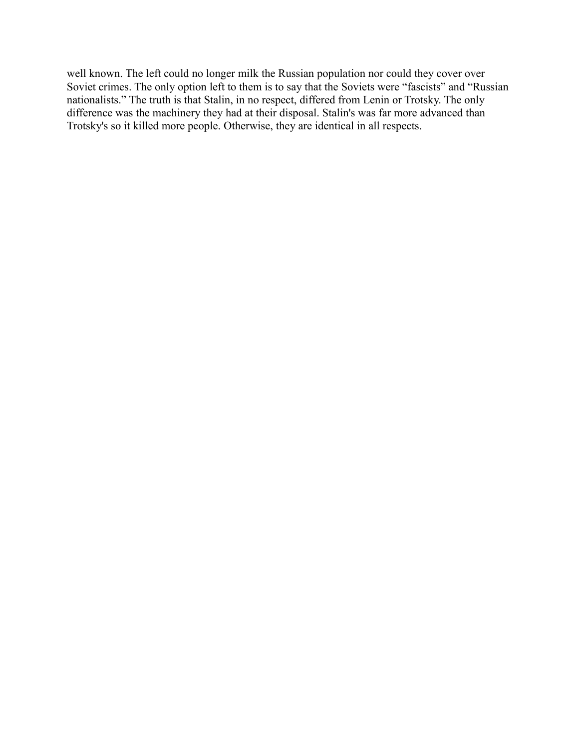well known. The left could no longer milk the Russian population nor could they cover over Soviet crimes. The only option left to them is to say that the Soviets were "fascists" and "Russian nationalists." The truth is that Stalin, in no respect, differed from Lenin or Trotsky. The only difference was the machinery they had at their disposal. Stalin's was far more advanced than Trotsky's so it killed more people. Otherwise, they are identical in all respects.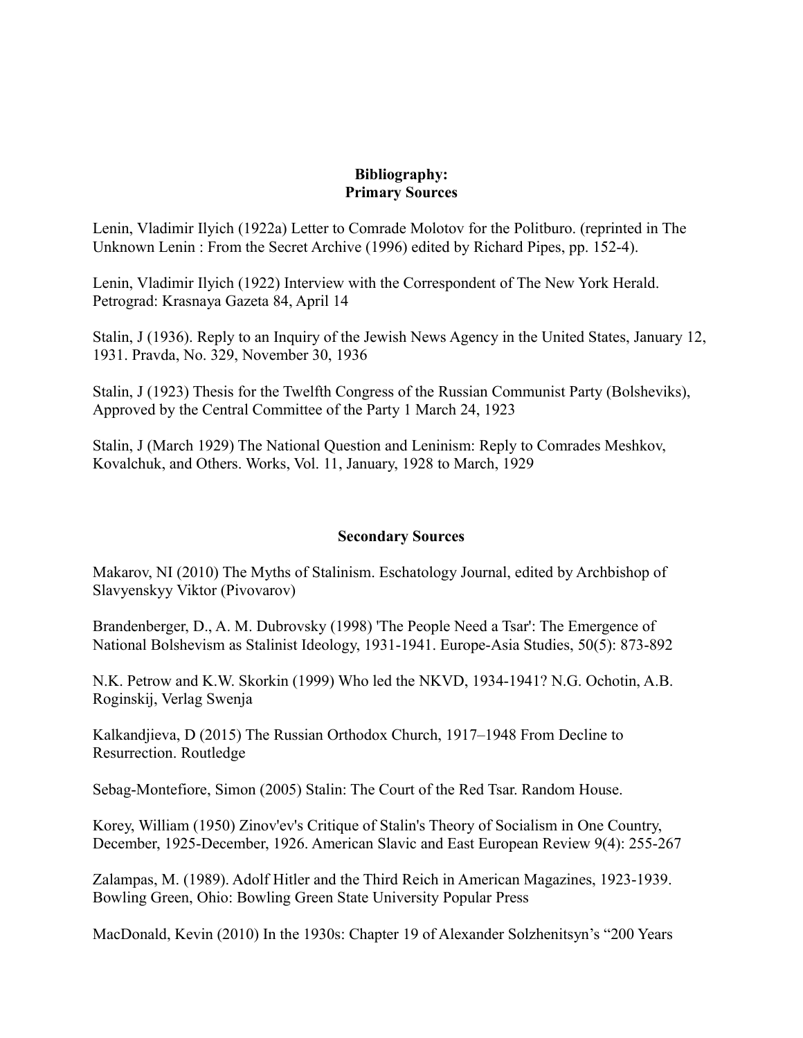## Bibliography:
## Primary Sources

Lenin, Vladimir Ilyich (1922a) Letter to Comrade Molotov for the Politburo. (reprinted in The Unknown Lenin : From the Secret Archive (1996) edited by Richard Pipes, pp. 152-4).

Lenin, Vladimir Ilyich (1922) Interview with the Correspondent of The New York Herald. Petrograd: Krasnaya Gazeta 84, April 14

Stalin, J (1936). Reply to an Inquiry of the Jewish News Agency in the United States, January 12, 1931. Pravda, No. 329, November 30, 1936

Stalin, J (1923) Thesis for the Twelfth Congress of the Russian Communist Party (Bolsheviks), Approved by the Central Committee of the Party 1 March 24, 1923

Stalin, J (March 1929) The National Question and Leninism: Reply to Comrades Meshkov, Kovalchuk, and Others. Works, Vol. 11, January, 1928 to March, 1929

## Secondary Sources

Makarov, NI (2010) The Myths of Stalinism. Eschatology Journal, edited by Archbishop of Slavyenskyy Viktor (Pivovarov)

Brandenberger, D., A. M. Dubrovsky (1998) 'The People Need a Tsar': The Emergence of National Bolshevism as Stalinist Ideology, 1931-1941. Europe-Asia Studies, 50(5): 873-892

N.K. Petrow and K.W. Skorkin (1999) Who led the NKVD, 1934-1941? N.G. Ochotin, A.B. Roginskij, Verlag Swenja

Kalkandjieva, D (2015) The Russian Orthodox Church, 1917–1948 From Decline to Resurrection. Routledge

Sebag-Montefiore, Simon (2005) Stalin: The Court of the Red Tsar. Random House.

Korey, William (1950) Zinov'ev's Critique of Stalin's Theory of Socialism in One Country, December, 1925-December, 1926. American Slavic and East European Review 9(4): 255-267

Zalampas, M. (1989). Adolf Hitler and the Third Reich in American Magazines, 1923-1939. Bowling Green, Ohio: Bowling Green State University Popular Press

MacDonald, Kevin (2010) In the 1930s: Chapter 19 of Alexander Solzhenitsyn's "200 Years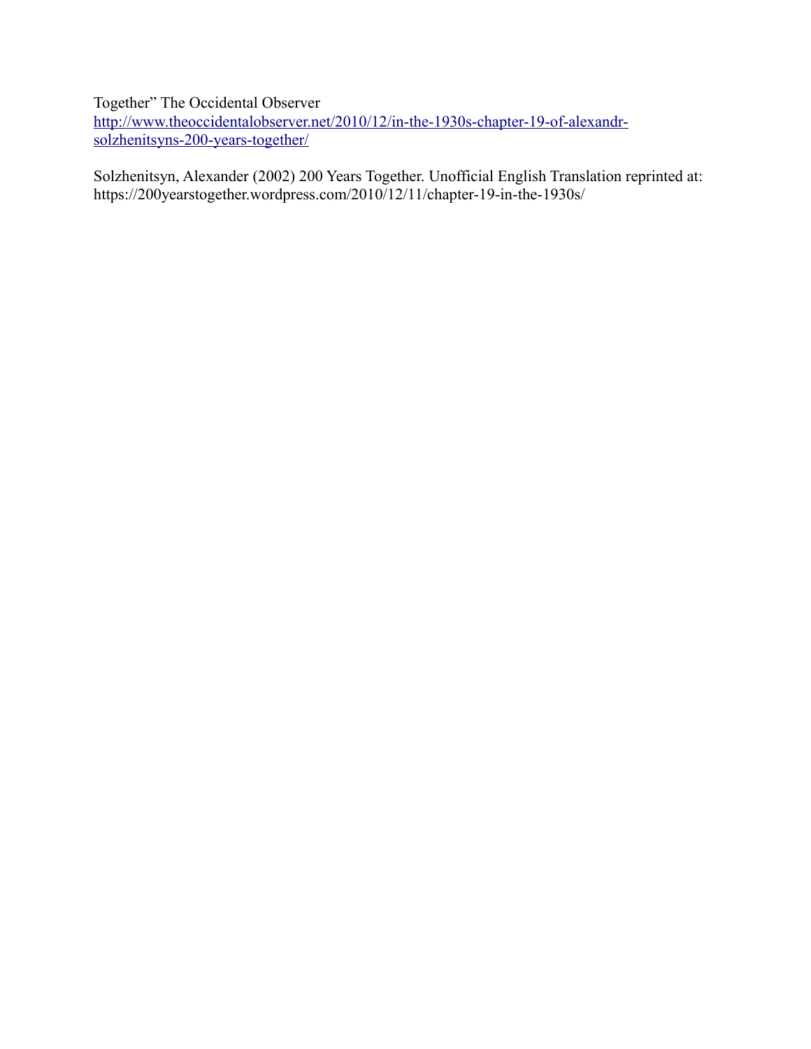Together" The Occidental Observer
[http://www.theoccidentalobserver.net/2010/12/in-the-1930s-chapter-19-of-alexandr-solzhenitsyns-200-years-together/](http://www.theoccidentalobserver.net/2010/12/in-the-1930s-chapter-19-of-alexandr-solzhenitsyns-200-years-together/)

Solzhenitsyn, Alexander (2002) 200 Years Together. Unofficial English Translation reprinted at: https://200yearstogether.wordpress.com/2010/12/11/chapter-19-in-the-1930s/